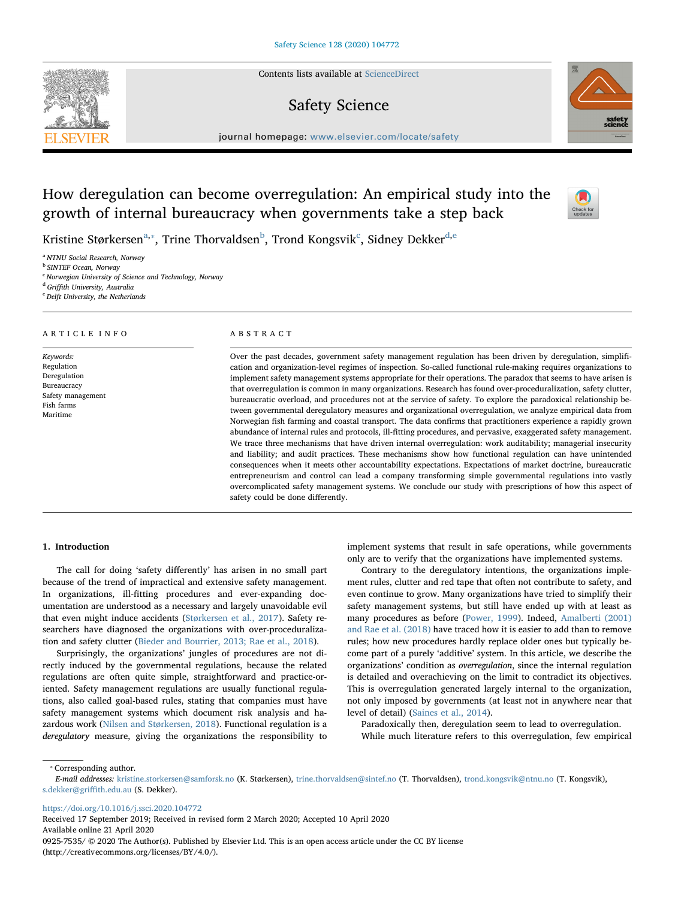# How deregulation can become overregulation: An empirical study into the growth of internal bureaucracy when governments take a step back

Kristine Størkersen[a,*], Trine Thorvaldsen[b], Trond Kongsvik[c], Sidney Dekker[d,e]

[a] NTNU Social Research, Norway
[b] SINTEF Ocean, Norway
[c] Norwegian University of Science and Technology, Norway
[d] Griffith University, Australia
[e] Delft University, the Netherlands

## ARTICLE INFO

*Keywords:*
Regulation
Deregulation
Bureaucracy
Safety management
Fish farms
Maritime

## ABSTRACT

Over the past decades, government safety management regulation has been driven by deregulation, simplification and organization-level regimes of inspection. So-called functional rule-making requires organizations to implement safety management systems appropriate for their operations. The paradox that seems to have arisen is that overregulation is common in many organizations. Research has found over-proceduralization, safety clutter, bureaucratic overload, and procedures not at the service of safety. To explore the paradoxical relationship between governmental deregulatory measures and organizational overregulation, we analyze empirical data from Norwegian fish farming and coastal transport. The data confirms that practitioners experience a rapidly grown abundance of internal rules and protocols, ill-fitting procedures, and pervasive, exaggerated safety management. We trace three mechanisms that have driven internal overregulation: work auditability; managerial insecurity and liability; and audit practices. These mechanisms show how functional regulation can have unintended consequences when it meets other accountability expectations. Expectations of market doctrine, bureaucratic entrepreneurism and control can lead a company transforming simple governmental regulations into vastly overcomplicated safety management systems. We conclude our study with prescriptions of how this aspect of safety could be done differently.

## 1. Introduction

The call for doing 'safety differently' has arisen in no small part because of the trend of impractical and extensive safety management. In organizations, ill-fitting procedures and ever-expanding documentation are understood as a necessary and largely unavoidable evil that even might induce accidents (Størkersen et al., 2017). Safety researchers have diagnosed the organizations with over-proceduralization and safety clutter (Bieder and Bourrier, 2013; Rae et al., 2018).

Surprisingly, the organizations' jungles of procedures are not directly induced by the governmental regulations, because the related regulations are often quite simple, straightforward and practice-oriented. Safety management regulations are usually functional regulations, also called goal-based rules, stating that companies must have safety management systems which document risk analysis and hazardous work (Nilsen and Størkersen, 2018). Functional regulation is a *deregulatory* measure, giving the organizations the responsibility to implement systems that result in safe operations, while governments only are to verify that the organizations have implemented systems.

Contrary to the deregulatory intentions, the organizations implement rules, clutter and red tape that often not contribute to safety, and even continue to grow. Many organizations have tried to simplify their safety management systems, but still have ended up with at least as many procedures as before (Power, 1999). Indeed, Amalberti (2001) and Rae et al. (2018) have traced how it is easier to add than to remove rules; how new procedures hardly replace older ones but typically become part of a purely 'additive' system. In this article, we describe the organizations' condition as *overregulation*, since the internal regulation is detailed and overachieving on the limit to contradict its objectives. This is overregulation generated largely internal to the organization, not only imposed by governments (at least not in anywhere near that level of detail) (Saines et al., 2014).

Paradoxically then, deregulation seem to lead to overregulation.

While much literature refers to this overregulation, few empirical

* Corresponding author.
*E-mail addresses:* kristine.storkersen@samforsk.no (K. Størkersen), trine.thorvaldsen@sintef.no (T. Thorvaldsen), trond.kongsvik@ntnu.no (T. Kongsvik), s.dekker@griffith.edu.au (S. Dekker).

https://doi.org/10.1016/j.ssci.2020.104772
Received 17 September 2019; Received in revised form 2 March 2020; Accepted 10 April 2020
Available online 21 April 2020
0925-7535/ © 2020 The Author(s). Published by Elsevier Ltd. This is an open access article under the CC BY license (http://creativecommons.org/licenses/BY/4.0/).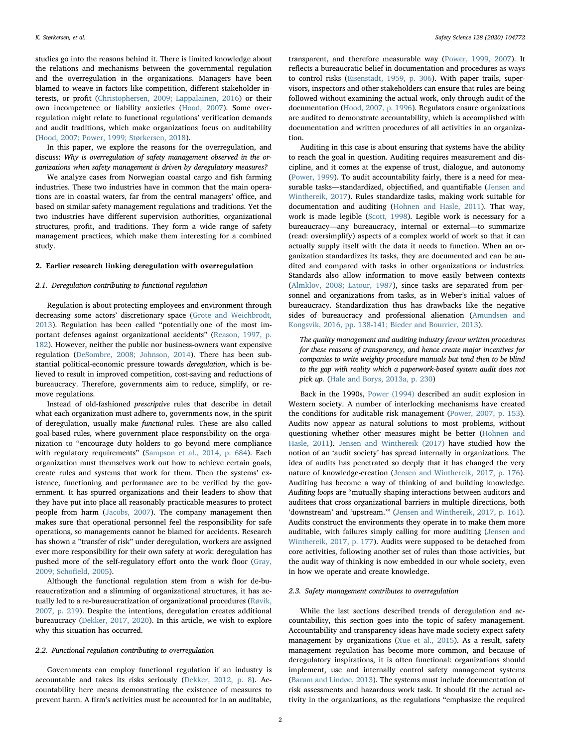studies go into the reasons behind it. There is limited knowledge about the relations and mechanisms between the governmental regulation and the overregulation in the organizations. Managers have been blamed to weave in factors like competition, different stakeholder interests, or profit (Christophersen, 2009; Lappalainen, 2016) or their own incompetence or liability anxieties (Hood, 2007). Some overregulation might relate to functional regulations' verification demands and audit traditions, which make organizations focus on auditability (Hood, 2007; Power, 1999; Størkersen, 2018).

In this paper, we explore the reasons for the overregulation, and discuss: *Why is overregulation of safety management observed in the organizations when safety management is driven by deregulatory measures?*

We analyze cases from Norwegian coastal cargo and fish farming industries. These two industries have in common that the main operations are in coastal waters, far from the central managers' office, and based on similar safety management regulations and traditions. Yet the two industries have different supervision authorities, organizational structures, profit, and traditions. They form a wide range of safety management practices, which make them interesting for a combined study.

## 2. Earlier research linking deregulation with overregulation

### 2.1. Deregulation contributing to functional regulation

Regulation is about protecting employees and environment through decreasing some actors' discretionary space (Grote and Weichbrodt, 2013). Regulation has been called "potentially one of the most important defenses against organizational accidents" (Reason, 1997, p. 182). However, neither the public nor business-owners want expensive regulation (DeSombre, 2008; Johnson, 2014). There has been substantial political-economic pressure towards *deregulation*, which is believed to result in improved competition, cost-saving and reductions of bureaucracy. Therefore, governments aim to reduce, simplify, or remove regulations.

Instead of old-fashioned *prescriptive* rules that describe in detail what each organization must adhere to, governments now, in the spirit of deregulation, usually make *functional* rules. These are also called goal-based rules, where government place responsibility on the organization to "encourage duty holders to go beyond mere compliance with regulatory requirements" (Sampson et al., 2014, p. 684). Each organization must themselves work out how to achieve certain goals, create rules and systems that work for them. Then the systems' existence, functioning and performance are to be verified by the government. It has spurred organizations and their leaders to show that they have put into place all reasonably practicable measures to protect people from harm (Jacobs, 2007). The company management then makes sure that operational personnel feel the responsibility for safe operations, so managements cannot be blamed for accidents. Research has shown a "transfer of risk" under deregulation, workers are assigned ever more responsibility for their own safety at work: deregulation has pushed more of the self-regulatory effort onto the work floor (Gray, 2009; Schofield, 2005).

Although the functional regulation stem from a wish for de-bureaucratization and a slimming of organizational structures, it has actually led to a re-bureaucratization of organizational procedures (Røvik, 2007, p. 219). Despite the intentions, deregulation creates additional bureaucracy (Dekker, 2017, 2020). In this article, we wish to explore why this situation has occurred.

### 2.2. Functional regulation contributing to overregulation

Governments can employ functional regulation if an industry is accountable and takes its risks seriously (Dekker, 2012, p. 8). Accountability here means demonstrating the existence of measures to prevent harm. A firm's activities must be accounted for in an auditable, transparent, and therefore measurable way (Power, 1999, 2007). It reflects a bureaucratic belief in documentation and procedures as ways to control risks (Eisenstadt, 1959, p. 306). With paper trails, supervisors, inspectors and other stakeholders can ensure that rules are being followed without examining the actual work, only through audit of the documentation (Hood, 2007, p. 1996). Regulators ensure organizations are audited to demonstrate accountability, which is accomplished with documentation and written procedures of all activities in an organization.

Auditing in this case is about ensuring that systems have the ability to reach the goal in question. Auditing requires measurement and discipline, and it comes at the expense of trust, dialogue, and autonomy (Power, 1999). To audit accountability fairly, there is a need for measurable tasks—standardized, objectified, and quantifiable (Jensen and Winthereik, 2017). Rules standardize tasks, making work suitable for documentation and auditing (Hohnen and Hasle, 2011). That way, work is made legible (Scott, 1998). Legible work is necessary for a bureaucracy—any bureaucracy, internal or external—to summarize (read: oversimplify) aspects of a complex world of work so that it can actually supply itself with the data it needs to function. When an organization standardizes its tasks, they are documented and can be audited and compared with tasks in other organizations or industries. Standards also allow information to move easily between contexts (Almklov, 2008; Latour, 1987), since tasks are separated from personnel and organizations from tasks, as in Weber's initial values of bureaucracy. Standardization thus has drawbacks like the negative sides of bureaucracy and professional alienation (Amundsen and Kongsvik, 2016, pp. 138-141; Bieder and Bourrier, 2013).

> *The quality management and auditing industry favour written procedures for these reasons of transparency, and hence create major incentives for companies to write weighty procedure manuals but tend then to be blind to the gap with reality which a paperwork-based system audit does not pick up.* (Hale and Borys, 2013a, p. 230)

Back in the 1990s, Power (1994) described an audit explosion in Western society. A number of interlocking mechanisms have created the conditions for auditable risk management (Power, 2007, p. 153). Audits now appear as natural solutions to most problems, without questioning whether other measures might be better (Hohnen and Hasle, 2011). Jensen and Winthereik (2017) have studied how the notion of an 'audit society' has spread internally in organizations. The idea of audits has penetrated so deeply that it has changed the very nature of knowledge-creation (Jensen and Winthereik, 2017, p. 176). Auditing has become a way of thinking of and building knowledge. *Auditing loops* are "mutually shaping interactions between auditors and auditees that cross organizational barriers in multiple directions, both 'downstream' and 'upstream.'" (Jensen and Winthereik, 2017, p. 161). Audits construct the environments they operate in to make them more auditable, with failures simply calling for more auditing (Jensen and Winthereik, 2017, p. 177). Audits were supposed to be detached from core activities, following another set of rules than those activities, but the audit way of thinking is now embedded in our whole society, even in how we operate and create knowledge.

### 2.3. Safety management contributes to overregulation

While the last sections described trends of deregulation and accountability, this section goes into the topic of safety management. Accountability and transparency ideas have made society expect safety management by organizations (Xue et al., 2015). As a result, safety management regulation has become more common, and because of deregulatory inspirations, it is often functional: organizations should implement, use and internally control safety management systems (Baram and Lindøe, 2013). The systems must include documentation of risk assessments and hazardous work task. It should fit the actual activity in the organizations, as the regulations "emphasize the required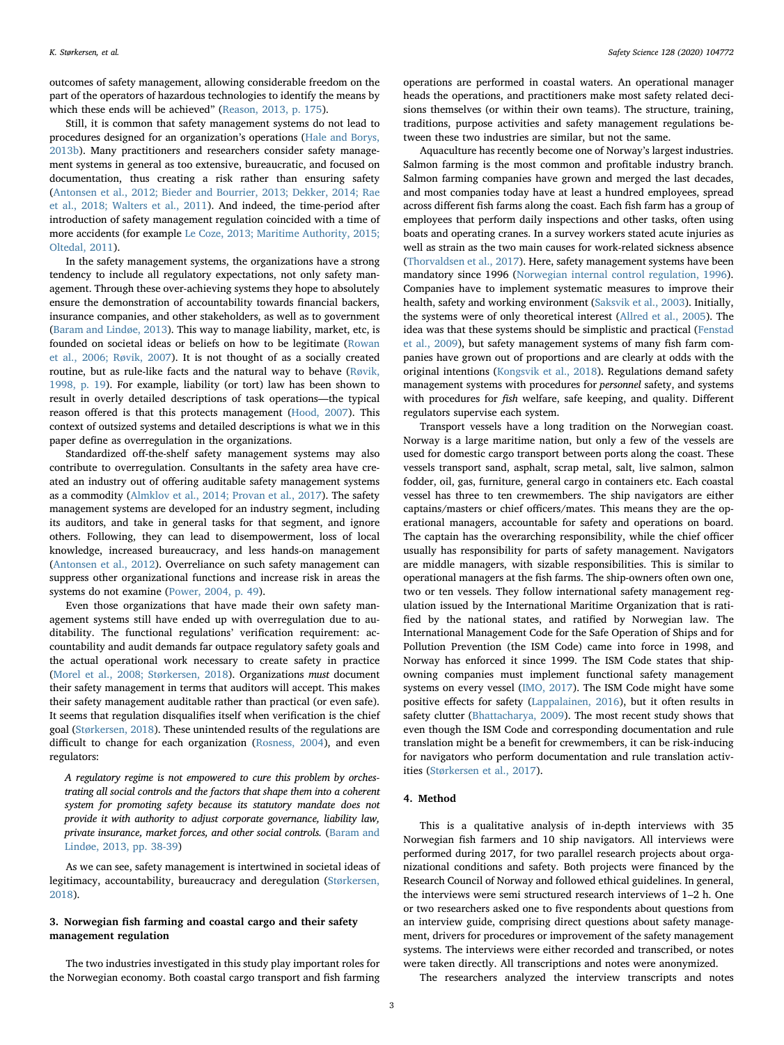outcomes of safety management, allowing considerable freedom on the part of the operators of hazardous technologies to identify the means by which these ends will be achieved" (Reason, 2013, p. 175).

Still, it is common that safety management systems do not lead to procedures designed for an organization's operations (Hale and Borys, 2013b). Many practitioners and researchers consider safety management systems in general as too extensive, bureaucratic, and focused on documentation, thus creating a risk rather than ensuring safety (Antonsen et al., 2012; Bieder and Bourrier, 2013; Dekker, 2014; Rae et al., 2018; Walters et al., 2011). And indeed, the time-period after introduction of safety management regulation coincided with a time of more accidents (for example Le Coze, 2013; Maritime Authority, 2015; Oltedal, 2011).

In the safety management systems, the organizations have a strong tendency to include all regulatory expectations, not only safety management. Through these over-achieving systems they hope to absolutely ensure the demonstration of accountability towards financial backers, insurance companies, and other stakeholders, as well as to government (Baram and Lindøe, 2013). This way to manage liability, market, etc, is founded on societal ideas or beliefs on how to be legitimate (Rowan et al., 2006; Røvik, 2007). It is not thought of as a socially created routine, but as rule-like facts and the natural way to behave (Røvik, 1998, p. 19). For example, liability (or tort) law has been shown to result in overly detailed descriptions of task operations—the typical reason offered is that this protects management (Hood, 2007). This context of outsized systems and detailed descriptions is what we in this paper define as overregulation in the organizations.

Standardized off-the-shelf safety management systems may also contribute to overregulation. Consultants in the safety area have created an industry out of offering auditable safety management systems as a commodity (Almklov et al., 2014; Provan et al., 2017). The safety management systems are developed for an industry segment, including its auditors, and take in general tasks for that segment, and ignore others. Following, they can lead to disempowerment, loss of local knowledge, increased bureaucracy, and less hands-on management (Antonsen et al., 2012). Overreliance on such safety management can suppress other organizational functions and increase risk in areas the systems do not examine (Power, 2004, p. 49).

Even those organizations that have made their own safety management systems still have ended up with overregulation due to auditability. The functional regulations' verification requirement: accountability and audit demands far outpace regulatory safety goals and the actual operational work necessary to create safety in practice (Morel et al., 2008; Størkersen, 2018). Organizations *must* document their safety management in terms that auditors will accept. This makes their safety management auditable rather than practical (or even safe). It seems that regulation disqualifies itself when verification is the chief goal (Størkersen, 2018). These unintended results of the regulations are difficult to change for each organization (Rosness, 2004), and even regulators:

> *A regulatory regime is not empowered to cure this problem by orchestrating all social controls and the factors that shape them into a coherent system for promoting safety because its statutory mandate does not provide it with authority to adjust corporate governance, liability law, private insurance, market forces, and other social controls.* (Baram and Lindøe, 2013, pp. 38-39)

As we can see, safety management is intertwined in societal ideas of legitimacy, accountability, bureaucracy and deregulation (Størkersen, 2018).

## 3. Norwegian fish farming and coastal cargo and their safety management regulation

The two industries investigated in this study play important roles for the Norwegian economy. Both coastal cargo transport and fish farming operations are performed in coastal waters. An operational manager heads the operations, and practitioners make most safety related decisions themselves (or within their own teams). The structure, training, traditions, purpose activities and safety management regulations between these two industries are similar, but not the same.

Aquaculture has recently become one of Norway's largest industries. Salmon farming is the most common and profitable industry branch. Salmon farming companies have grown and merged the last decades, and most companies today have at least a hundred employees, spread across different fish farms along the coast. Each fish farm has a group of employees that perform daily inspections and other tasks, often using boats and operating cranes. In a survey workers stated acute injuries as well as strain as the two main causes for work-related sickness absence (Thorvaldsen et al., 2017). Here, safety management systems have been mandatory since 1996 (Norwegian internal control regulation, 1996). Companies have to implement systematic measures to improve their health, safety and working environment (Saksvik et al., 2003). Initially, the systems were of only theoretical interest (Allred et al., 2005). The idea was that these systems should be simplistic and practical (Fenstad et al., 2009), but safety management systems of many fish farm companies have grown out of proportions and are clearly at odds with the original intentions (Kongsvik et al., 2018). Regulations demand safety management systems with procedures for *personnel* safety, and systems with procedures for *fish* welfare, safe keeping, and quality. Different regulators supervise each system.

Transport vessels have a long tradition on the Norwegian coast. Norway is a large maritime nation, but only a few of the vessels are used for domestic cargo transport between ports along the coast. These vessels transport sand, asphalt, scrap metal, salt, live salmon, salmon fodder, oil, gas, furniture, general cargo in containers etc. Each coastal vessel has three to ten crewmembers. The ship navigators are either captains/masters or chief officers/mates. This means they are the operational managers, accountable for safety and operations on board. The captain has the overarching responsibility, while the chief officer usually has responsibility for parts of safety management. Navigators are middle managers, with sizable responsibilities. This is similar to operational managers at the fish farms. The ship-owners often own one, two or ten vessels. They follow international safety management regulation issued by the International Maritime Organization that is ratified by the national states, and ratified by Norwegian law. The International Management Code for the Safe Operation of Ships and for Pollution Prevention (the ISM Code) came into force in 1998, and Norway has enforced it since 1999. The ISM Code states that ship-owning companies must implement functional safety management systems on every vessel (IMO, 2017). The ISM Code might have some positive effects for safety (Lappalainen, 2016), but it often results in safety clutter (Bhattacharya, 2009). The most recent study shows that even though the ISM Code and corresponding documentation and rule translation might be a benefit for crewmembers, it can be risk-inducing for navigators who perform documentation and rule translation activities (Størkersen et al., 2017).

## 4. Method

This is a qualitative analysis of in-depth interviews with 35 Norwegian fish farmers and 10 ship navigators. All interviews were performed during 2017, for two parallel research projects about organizational conditions and safety. Both projects were financed by the Research Council of Norway and followed ethical guidelines. In general, the interviews were semi structured research interviews of 1–2 h. One or two researchers asked one to five respondents about questions from an interview guide, comprising direct questions about safety management, drivers for procedures or improvement of the safety management systems. The interviews were either recorded and transcribed, or notes were taken directly. All transcriptions and notes were anonymized.

The researchers analyzed the interview transcripts and notes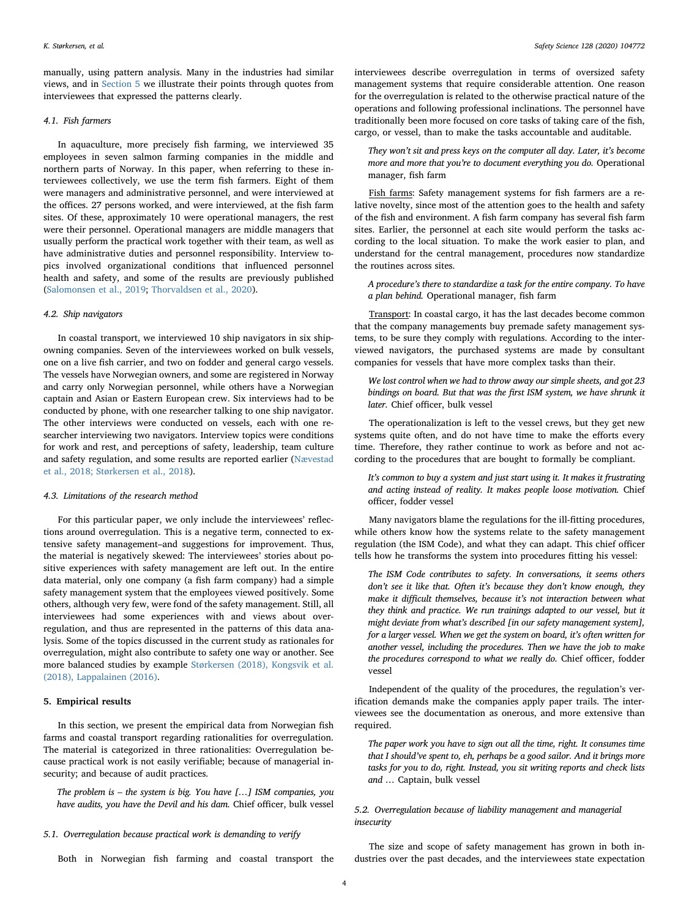manually, using pattern analysis. Many in the industries had similar views, and in Section 5 we illustrate their points through quotes from interviewees that expressed the patterns clearly.

### 4.1. Fish farmers

In aquaculture, more precisely fish farming, we interviewed 35 employees in seven salmon farming companies in the middle and northern parts of Norway. In this paper, when referring to these interviewees collectively, we use the term fish farmers. Eight of them were managers and administrative personnel, and were interviewed at the offices. 27 persons worked, and were interviewed, at the fish farm sites. Of these, approximately 10 were operational managers, the rest were their personnel. Operational managers are middle managers that usually perform the practical work together with their team, as well as have administrative duties and personnel responsibility. Interview topics involved organizational conditions that influenced personnel health and safety, and some of the results are previously published (Salomonsen et al., 2019; Thorvaldsen et al., 2020).

### 4.2. Ship navigators

In coastal transport, we interviewed 10 ship navigators in six ship-owning companies. Seven of the interviewees worked on bulk vessels, one on a live fish carrier, and two on fodder and general cargo vessels. The vessels have Norwegian owners, and some are registered in Norway and carry only Norwegian personnel, while others have a Norwegian captain and Asian or Eastern European crew. Six interviews had to be conducted by phone, with one researcher talking to one ship navigator. The other interviews were conducted on vessels, each with one researcher interviewing two navigators. Interview topics were conditions for work and rest, and perceptions of safety, leadership, team culture and safety regulation, and some results are reported earlier (Nævestad et al., 2018; Størkersen et al., 2018).

### 4.3. Limitations of the research method

For this particular paper, we only include the interviewees' reflections around overregulation. This is a negative term, connected to extensive safety management–and suggestions for improvement. Thus, the material is negatively skewed: The interviewees' stories about positive experiences with safety management are left out. In the entire data material, only one company (a fish farm company) had a simple safety management system that the employees viewed positively. Some others, although very few, were fond of the safety management. Still, all interviewees had some experiences with and views about overregulation, and thus are represented in the patterns of this data analysis. Some of the topics discussed in the current study as rationales for overregulation, might also contribute to safety one way or another. See more balanced studies by example Størkersen (2018), Kongsvik et al. (2018), Lappalainen (2016).

## 5. Empirical results

In this section, we present the empirical data from Norwegian fish farms and coastal transport regarding rationalities for overregulation. The material is categorized in three rationalities: Overregulation because practical work is not easily verifiable; because of managerial insecurity; and because of audit practices.

> *The problem is – the system is big. You have […] ISM companies, you have audits, you have the Devil and his dam.* Chief officer, bulk vessel

### 5.1. Overregulation because practical work is demanding to verify

Both in Norwegian fish farming and coastal transport the interviewees describe overregulation in terms of oversized safety management systems that require considerable attention. One reason for the overregulation is related to the otherwise practical nature of the operations and following professional inclinations. The personnel have traditionally been more focused on core tasks of taking care of the fish, cargo, or vessel, than to make the tasks accountable and auditable.

> *They won't sit and press keys on the computer all day. Later, it's become more and more that you're to document everything you do.* Operational manager, fish farm

Fish farms: Safety management systems for fish farmers are a relative novelty, since most of the attention goes to the health and safety of the fish and environment. A fish farm company has several fish farm sites. Earlier, the personnel at each site would perform the tasks according to the local situation. To make the work easier to plan, and understand for the central management, procedures now standardize the routines across sites.

> *A procedure's there to standardize a task for the entire company. To have a plan behind.* Operational manager, fish farm

Transport: In coastal cargo, it has the last decades become common that the company managements buy premade safety management systems, to be sure they comply with regulations. According to the interviewed navigators, the purchased systems are made by consultant companies for vessels that have more complex tasks than their.

> *We lost control when we had to throw away our simple sheets, and got 23 bindings on board. But that was the first ISM system, we have shrunk it later.* Chief officer, bulk vessel

The operationalization is left to the vessel crews, but they get new systems quite often, and do not have time to make the efforts every time. Therefore, they rather continue to work as before and not according to the procedures that are bought to formally be compliant.

> *It's common to buy a system and just start using it. It makes it frustrating and acting instead of reality. It makes people loose motivation.* Chief officer, fodder vessel

Many navigators blame the regulations for the ill-fitting procedures, while others know how the systems relate to the safety management regulation (the ISM Code), and what they can adapt. This chief officer tells how he transforms the system into procedures fitting his vessel:

> *The ISM Code contributes to safety. In conversations, it seems others don't see it like that. Often it's because they don't know enough, they make it difficult themselves, because it's not interaction between what they think and practice. We run trainings adapted to our vessel, but it might deviate from what's described [in our safety management system], for a larger vessel. When we get the system on board, it's often written for another vessel, including the procedures. Then we have the job to make the procedures correspond to what we really do.* Chief officer, fodder vessel

Independent of the quality of the procedures, the regulation's verification demands make the companies apply paper trails. The interviewees see the documentation as onerous, and more extensive than required.

> *The paper work you have to sign out all the time, right. It consumes time that I should've spent to, eh, perhaps be a good sailor. And it brings more tasks for you to do, right. Instead, you sit writing reports and check lists and …* Captain, bulk vessel

### 5.2. Overregulation because of liability management and managerial insecurity

The size and scope of safety management has grown in both industries over the past decades, and the interviewees state expectation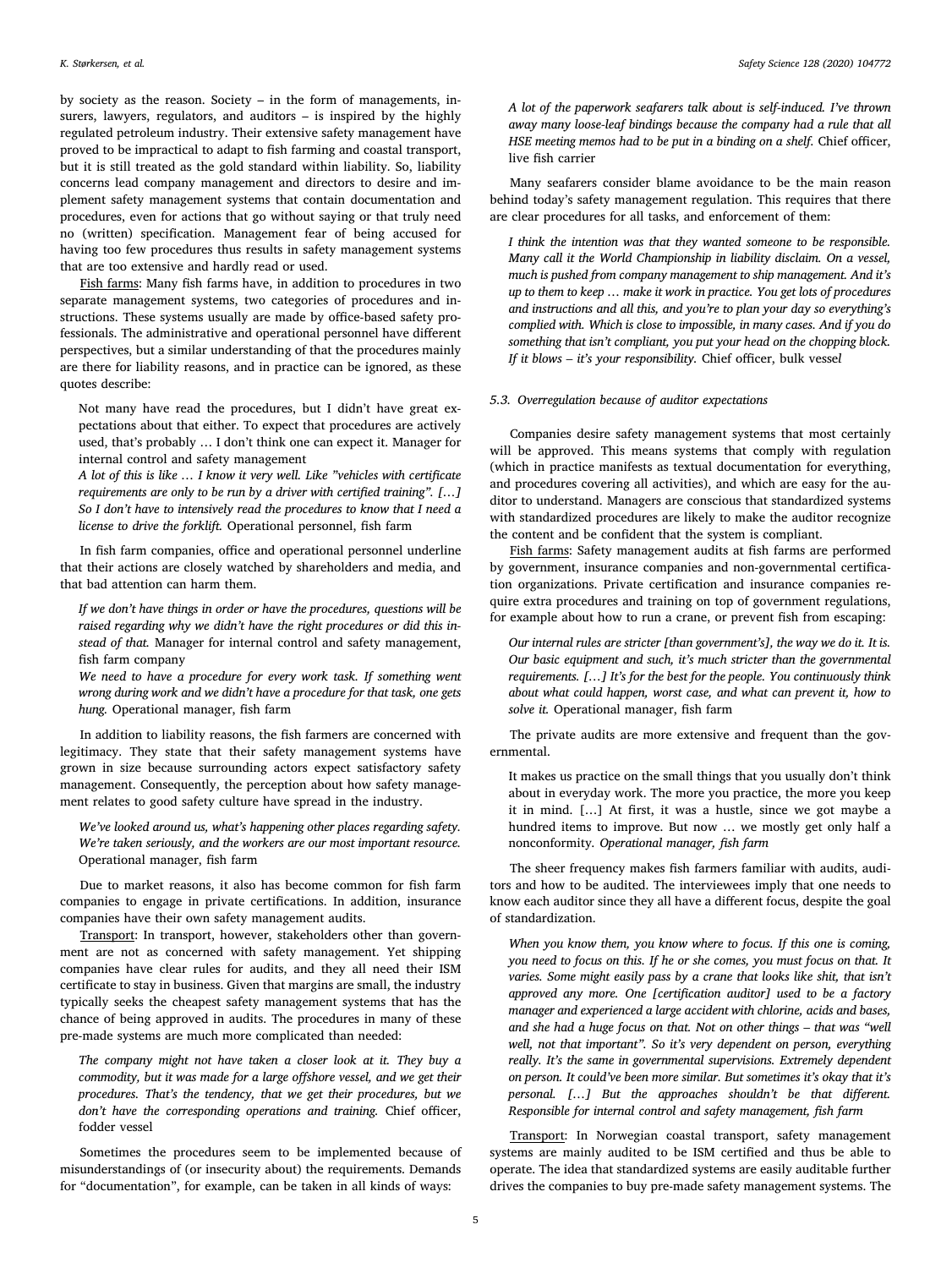by society as the reason. Society – in the form of managements, insurers, lawyers, regulators, and auditors – is inspired by the highly regulated petroleum industry. Their extensive safety management have proved to be impractical to adapt to fish farming and coastal transport, but it is still treated as the gold standard within liability. So, liability concerns lead company management and directors to desire and implement safety management systems that contain documentation and procedures, even for actions that go without saying or that truly need no (written) specification. Management fear of being accused for having too few procedures thus results in safety management systems that are too extensive and hardly read or used.

Fish farms: Many fish farms have, in addition to procedures in two separate management systems, two categories of procedures and instructions. These systems usually are made by office-based safety professionals. The administrative and operational personnel have different perspectives, but a similar understanding of that the procedures mainly are there for liability reasons, and in practice can be ignored, as these quotes describe:

> Not many have read the procedures, but I didn't have great expectations about that either. To expect that procedures are actively used, that's probably … I don't think one can expect it. Manager for internal control and safety management
>
> *A lot of this is like … I know it very well. Like "vehicles with certificate requirements are only to be run by a driver with certified training". […] So I don't have to intensively read the procedures to know that I need a license to drive the forklift.* Operational personnel, fish farm

In fish farm companies, office and operational personnel underline that their actions are closely watched by shareholders and media, and that bad attention can harm them.

> *If we don't have things in order or have the procedures, questions will be raised regarding why we didn't have the right procedures or did this instead of that.* Manager for internal control and safety management, fish farm company
>
> *We need to have a procedure for every work task. If something went wrong during work and we didn't have a procedure for that task, one gets hung.* Operational manager, fish farm

In addition to liability reasons, the fish farmers are concerned with legitimacy. They state that their safety management systems have grown in size because surrounding actors expect satisfactory safety management. Consequently, the perception about how safety management relates to good safety culture have spread in the industry.

> *We've looked around us, what's happening other places regarding safety. We're taken seriously, and the workers are our most important resource.* Operational manager, fish farm

Due to market reasons, it also has become common for fish farm companies to engage in private certifications. In addition, insurance companies have their own safety management audits.

Transport: In transport, however, stakeholders other than government are not as concerned with safety management. Yet shipping companies have clear rules for audits, and they all need their ISM certificate to stay in business. Given that margins are small, the industry typically seeks the cheapest safety management systems that has the chance of being approved in audits. The procedures in many of these pre-made systems are much more complicated than needed:

> *The company might not have taken a closer look at it. They buy a commodity, but it was made for a large offshore vessel, and we get their procedures. That's the tendency, that we get their procedures, but we don't have the corresponding operations and training.* Chief officer, fodder vessel

Sometimes the procedures seem to be implemented because of misunderstandings of (or insecurity about) the requirements. Demands for "documentation", for example, can be taken in all kinds of ways:

> *A lot of the paperwork seafarers talk about is self-induced. I've thrown away many loose-leaf bindings because the company had a rule that all HSE meeting memos had to be put in a binding on a shelf.* Chief officer, live fish carrier

Many seafarers consider blame avoidance to be the main reason behind today's safety management regulation. This requires that there are clear procedures for all tasks, and enforcement of them:

> *I think the intention was that they wanted someone to be responsible. Many call it the World Championship in liability disclaim. On a vessel, much is pushed from company management to ship management. And it's up to them to keep … make it work in practice. You get lots of procedures and instructions and all this, and you're to plan your day so everything's complied with. Which is close to impossible, in many cases. And if you do something that isn't compliant, you put your head on the chopping block. If it blows – it's your responsibility.* Chief officer, bulk vessel

### 5.3. Overregulation because of auditor expectations

Companies desire safety management systems that most certainly will be approved. This means systems that comply with regulation (which in practice manifests as textual documentation for everything, and procedures covering all activities), and which are easy for the auditor to understand. Managers are conscious that standardized systems with standardized procedures are likely to make the auditor recognize the content and be confident that the system is compliant.

Fish farms: Safety management audits at fish farms are performed by government, insurance companies and non-governmental certification organizations. Private certification and insurance companies require extra procedures and training on top of government regulations, for example about how to run a crane, or prevent fish from escaping:

> *Our internal rules are stricter [than government's], the way we do it. It is. Our basic equipment and such, it's much stricter than the governmental requirements. […] It's for the best for the people. You continuously think about what could happen, worst case, and what can prevent it, how to solve it.* Operational manager, fish farm

The private audits are more extensive and frequent than the governmental.

> It makes us practice on the small things that you usually don't think about in everyday work. The more you practice, the more you keep it in mind. […] At first, it was a hustle, since we got maybe a hundred items to improve. But now … we mostly get only half a nonconformity. *Operational manager, fish farm*

The sheer frequency makes fish farmers familiar with audits, auditors and how to be audited. The interviewees imply that one needs to know each auditor since they all have a different focus, despite the goal of standardization.

> *When you know them, you know where to focus. If this one is coming, you need to focus on this. If he or she comes, you must focus on that. It varies. Some might easily pass by a crane that looks like shit, that isn't approved any more. One [certification auditor] used to be a factory manager and experienced a large accident with chlorine, acids and bases, and she had a huge focus on that. Not on other things – that was "well well, not that important". So it's very dependent on person, everything really. It's the same in governmental supervisions. Extremely dependent on person. It could've been more similar. But sometimes it's okay that it's personal. […] But the approaches shouldn't be that different. Responsible for internal control and safety management, fish farm*

Transport: In Norwegian coastal transport, safety management systems are mainly audited to be ISM certified and thus be able to operate. The idea that standardized systems are easily auditable further drives the companies to buy pre-made safety management systems. The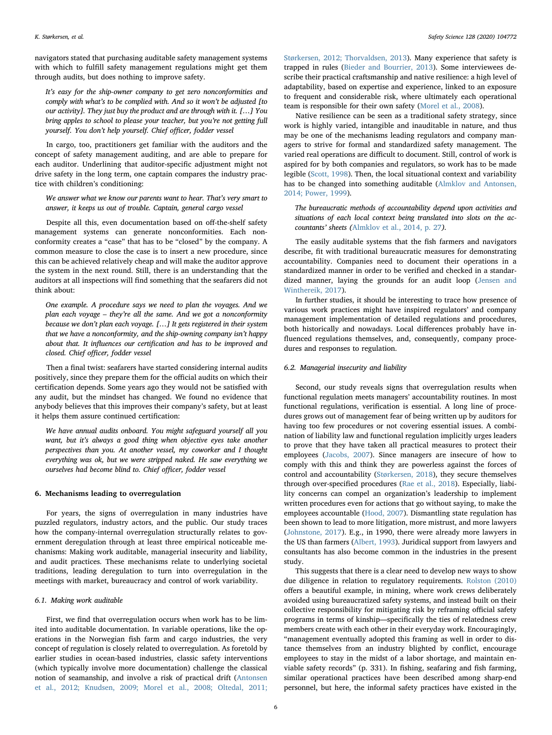navigators stated that purchasing auditable safety management systems with which to fulfill safety management regulations might get them through audits, but does nothing to improve safety.

> *It's easy for the ship-owner company to get zero nonconformities and comply with what's to be complied with. And so it won't be adjusted [to our activity]. They just buy the product and are through with it. […] You bring apples to school to please your teacher, but you're not getting full yourself. You don't help yourself. Chief officer, fodder vessel*

In cargo, too, practitioners get familiar with the auditors and the concept of safety management auditing, and are able to prepare for each auditor. Underlining that auditor-specific adjustment might not drive safety in the long term, one captain compares the industry practice with children's conditioning:

> *We answer what we know our parents want to hear. That's very smart to answer, it keeps us out of trouble. Captain, general cargo vessel*

Despite all this, even documentation based on off-the-shelf safety management systems can generate nonconformities. Each nonconformity creates a "case" that has to be "closed" by the company. A common measure to close the case is to insert a new procedure, since this can be achieved relatively cheap and will make the auditor approve the system in the next round. Still, there is an understanding that the auditors at all inspections will find something that the seafarers did not think about:

> *One example. A procedure says we need to plan the voyages. And we plan each voyage – they're all the same. And we got a nonconformity because we don't plan each voyage. […] It gets registered in their system that we have a nonconformity, and the ship-owning company isn't happy about that. It influences our certification and has to be improved and closed. Chief officer, fodder vessel*

Then a final twist: seafarers have started considering internal audits positively, since they prepare them for the official audits on which their certification depends. Some years ago they would not be satisfied with any audit, but the mindset has changed. We found no evidence that anybody believes that this improves their company's safety, but at least it helps them assure continued certification:

> *We have annual audits onboard. You might safeguard yourself all you want, but it's always a good thing when objective eyes take another perspectives than you. At another vessel, my coworker and I thought everything was ok, but we were stripped naked. He saw everything we ourselves had become blind to. Chief officer, fodder vessel*

## 6. Mechanisms leading to overregulation

For years, the signs of overregulation in many industries have puzzled regulators, industry actors, and the public. Our study traces how the company-internal overregulation structurally relates to government deregulation through at least three empirical noticeable mechanisms: Making work auditable, managerial insecurity and liability, and audit practices. These mechanisms relate to underlying societal traditions, leading deregulation to turn into overregulation in the meetings with market, bureaucracy and control of work variability.

### 6.1. Making work auditable

First, we find that overregulation occurs when work has to be limited into auditable documentation. In variable operations, like the operations in the Norwegian fish farm and cargo industries, the very concept of regulation is closely related to overregulation. As foretold by earlier studies in ocean-based industries, classic safety interventions (which typically involve more documentation) challenge the classical notion of seamanship, and involve a risk of practical drift (Antonsen et al., 2012; Knudsen, 2009; Morel et al., 2008; Oltedal, 2011; Størkersen, 2012; Thorvaldsen, 2013). Many experience that safety is trapped in rules (Bieder and Bourrier, 2013). Some interviewees describe their practical craftsmanship and native resilience: a high level of adaptability, based on expertise and experience, linked to an exposure to frequent and considerable risk, where ultimately each operational team is responsible for their own safety (Morel et al., 2008).

Native resilience can be seen as a traditional safety strategy, since work is highly varied, intangible and inauditable in nature, and thus may be one of the mechanisms leading regulators and company managers to strive for formal and standardized safety management. The varied real operations are difficult to document. Still, control of work is aspired for by both companies and regulators, so work has to be made legible (Scott, 1998). Then, the local situational context and variability has to be changed into something auditable (Almklov and Antonsen, 2014; Power, 1999).

> *The bureaucratic methods of accountability depend upon activities and situations of each local context being translated into slots on the accountants' sheets (*Almklov et al., 2014, p. 27*).*

The easily auditable systems that the fish farmers and navigators describe, fit with traditional bureaucratic measures for demonstrating accountability. Companies need to document their operations in a standardized manner in order to be verified and checked in a standardized manner, laying the grounds for an audit loop (Jensen and Winthereik, 2017).

In further studies, it should be interesting to trace how presence of various work practices might have inspired regulators' and company management implementation of detailed regulations and procedures, both historically and nowadays. Local differences probably have influenced regulations themselves, and, consequently, company procedures and responses to regulation.

### 6.2. Managerial insecurity and liability

Second, our study reveals signs that overregulation results when functional regulation meets managers' accountability routines. In most functional regulations, verification is essential. A long line of procedures grows out of management fear of being written up by auditors for having too few procedures or not covering essential issues. A combination of liability law and functional regulation implicitly urges leaders to prove that they have taken all practical measures to protect their employees (Jacobs, 2007). Since managers are insecure of how to comply with this and think they are powerless against the forces of control and accountability (Størkersen, 2018), they secure themselves through over-specified procedures (Rae et al., 2018). Especially, liability concerns can compel an organization's leadership to implement written procedures even for actions that go without saying, to make the employees accountable (Hood, 2007). Dismantling state regulation has been shown to lead to more litigation, more mistrust, and more lawyers (Johnstone, 2017). E.g., in 1990, there were already more lawyers in the US than farmers (Albert, 1993). Juridical support from lawyers and consultants has also become common in the industries in the present study.

This suggests that there is a clear need to develop new ways to show due diligence in relation to regulatory requirements. Rolston (2010) offers a beautiful example, in mining, where work crews deliberately avoided using bureaucratized safety systems, and instead built on their collective responsibility for mitigating risk by reframing official safety programs in terms of kinship—specifically the ties of relatedness crew members create with each other in their everyday work. Encouragingly, "management eventually adopted this framing as well in order to distance themselves from an industry blighted by conflict, encourage employees to stay in the midst of a labor shortage, and maintain enviable safety records" (p. 331). In fishing, seafaring and fish farming, similar operational practices have been described among sharp-end personnel, but here, the informal safety practices have existed in the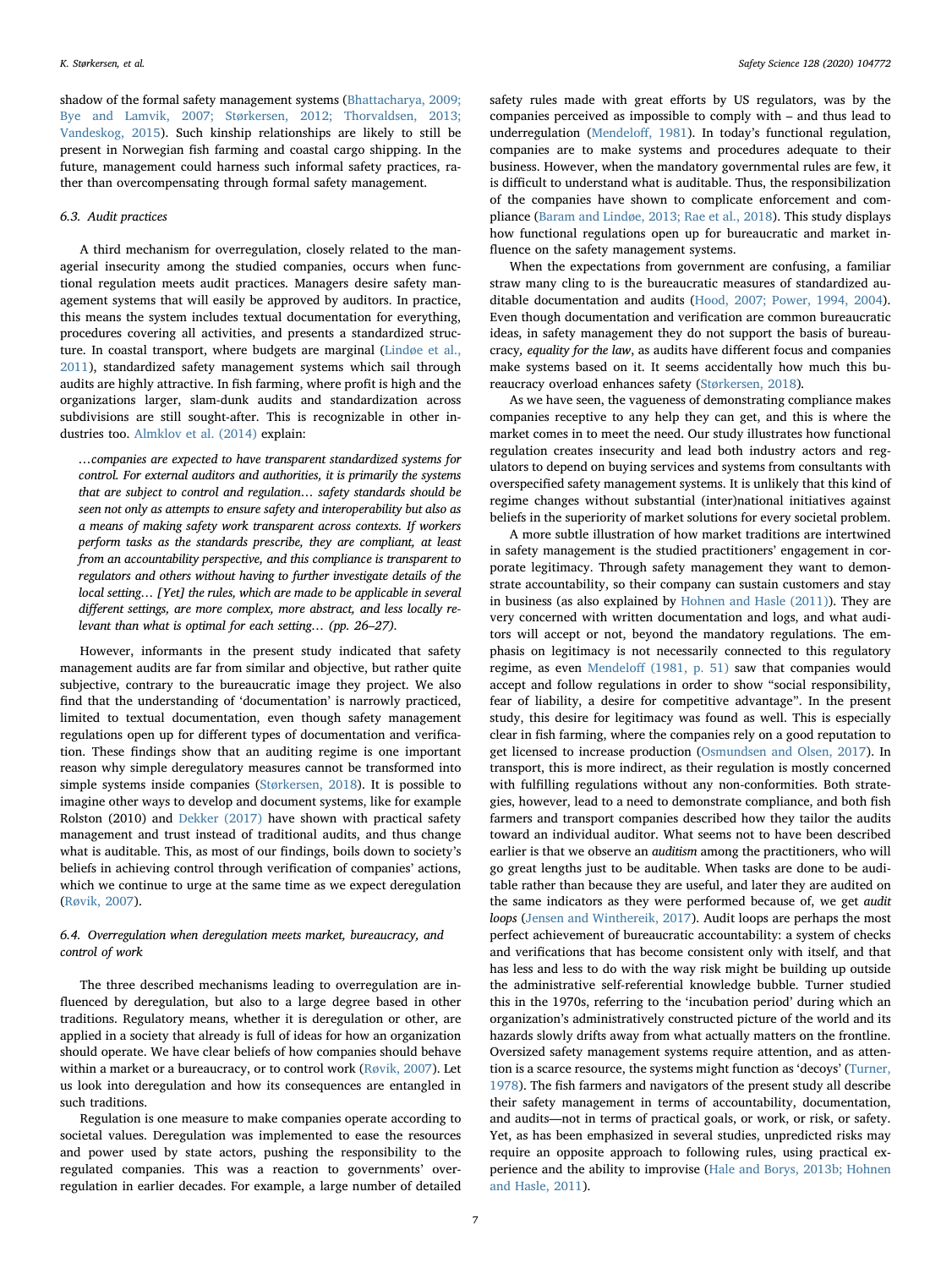shadow of the formal safety management systems (Bhattacharya, 2009; Bye and Lamvik, 2007; Størkersen, 2012; Thorvaldsen, 2013; Vandeskog, 2015). Such kinship relationships are likely to still be present in Norwegian fish farming and coastal cargo shipping. In the future, management could harness such informal safety practices, rather than overcompensating through formal safety management.

### 6.3. Audit practices

A third mechanism for overregulation, closely related to the managerial insecurity among the studied companies, occurs when functional regulation meets audit practices. Managers desire safety management systems that will easily be approved by auditors. In practice, this means the system includes textual documentation for everything, procedures covering all activities, and presents a standardized structure. In coastal transport, where budgets are marginal (Lindøe et al., 2011), standardized safety management systems which sail through audits are highly attractive. In fish farming, where profit is high and the organizations larger, slam-dunk audits and standardization across subdivisions are still sought-after. This is recognizable in other industries too. Almklov et al. (2014) explain:

> *…companies are expected to have transparent standardized systems for control. For external auditors and authorities, it is primarily the systems that are subject to control and regulation… safety standards should be seen not only as attempts to ensure safety and interoperability but also as a means of making safety work transparent across contexts. If workers perform tasks as the standards prescribe, they are compliant, at least from an accountability perspective, and this compliance is transparent to regulators and others without having to further investigate details of the local setting… [Yet] the rules, which are made to be applicable in several different settings, are more complex, more abstract, and less locally relevant than what is optimal for each setting… (pp. 26–27).*

However, informants in the present study indicated that safety management audits are far from similar and objective, but rather quite subjective, contrary to the bureaucratic image they project. We also find that the understanding of 'documentation' is narrowly practiced, limited to textual documentation, even though safety management regulations open up for different types of documentation and verification. These findings show that an auditing regime is one important reason why simple deregulatory measures cannot be transformed into simple systems inside companies (Størkersen, 2018). It is possible to imagine other ways to develop and document systems, like for example Rolston (2010) and Dekker (2017) have shown with practical safety management and trust instead of traditional audits, and thus change what is auditable. This, as most of our findings, boils down to society's beliefs in achieving control through verification of companies' actions, which we continue to urge at the same time as we expect deregulation (Røvik, 2007).

### 6.4. Overregulation when deregulation meets market, bureaucracy, and control of work

The three described mechanisms leading to overregulation are influenced by deregulation, but also to a large degree based in other traditions. Regulatory means, whether it is deregulation or other, are applied in a society that already is full of ideas for how an organization should operate. We have clear beliefs of how companies should behave within a market or a bureaucracy, or to control work (Røvik, 2007). Let us look into deregulation and how its consequences are entangled in such traditions.

Regulation is one measure to make companies operate according to societal values. Deregulation was implemented to ease the resources and power used by state actors, pushing the responsibility to the regulated companies. This was a reaction to governments' overregulation in earlier decades. For example, a large number of detailed safety rules made with great efforts by US regulators, was by the companies perceived as impossible to comply with – and thus lead to underregulation (Mendeloff, 1981). In today's functional regulation, companies are to make systems and procedures adequate to their business. However, when the mandatory governmental rules are few, it is difficult to understand what is auditable. Thus, the responsibilization of the companies have shown to complicate enforcement and compliance (Baram and Lindøe, 2013; Rae et al., 2018). This study displays how functional regulations open up for bureaucratic and market influence on the safety management systems.

When the expectations from government are confusing, a familiar straw many cling to is the bureaucratic measures of standardized auditable documentation and audits (Hood, 2007; Power, 1994, 2004). Even though documentation and verification are common bureaucratic ideas, in safety management they do not support the basis of bureaucracy, *equality for the law*, as audits have different focus and companies make systems based on it. It seems accidentally how much this bureaucracy overload enhances safety (Størkersen, 2018).

As we have seen, the vagueness of demonstrating compliance makes companies receptive to any help they can get, and this is where the market comes in to meet the need. Our study illustrates how functional regulation creates insecurity and lead both industry actors and regulators to depend on buying services and systems from consultants with overspecified safety management systems. It is unlikely that this kind of regime changes without substantial (inter)national initiatives against beliefs in the superiority of market solutions for every societal problem.

A more subtle illustration of how market traditions are intertwined in safety management is the studied practitioners' engagement in corporate legitimacy. Through safety management they want to demonstrate accountability, so their company can sustain customers and stay in business (as also explained by Hohnen and Hasle (2011)). They are very concerned with written documentation and logs, and what auditors will accept or not, beyond the mandatory regulations. The emphasis on legitimacy is not necessarily connected to this regulatory regime, as even Mendeloff (1981, p. 51) saw that companies would accept and follow regulations in order to show "social responsibility, fear of liability, a desire for competitive advantage". In the present study, this desire for legitimacy was found as well. This is especially clear in fish farming, where the companies rely on a good reputation to get licensed to increase production (Osmundsen and Olsen, 2017). In transport, this is more indirect, as their regulation is mostly concerned with fulfilling regulations without any non-conformities. Both strategies, however, lead to a need to demonstrate compliance, and both fish farmers and transport companies described how they tailor the audits toward an individual auditor. What seems not to have been described earlier is that we observe an *auditism* among the practitioners, who will go great lengths just to be auditable. When tasks are done to be auditable rather than because they were useful, and later they are audited on the same indicators as they were performed because of, we get *audit loops* (Jensen and Winthereik, 2017). Audit loops are perhaps the most perfect achievement of bureaucratic accountability: a system of checks and verifications that has become consistent only with itself, and that has less and less to do with the way risk might be building up outside the administrative self-referential knowledge bubble. Turner studied this in the 1970s, referring to the 'incubation period' during which an organization's administratively constructed picture of the world and its hazards slowly drifts away from what actually matters on the frontline. Oversized safety management systems require attention, and as attention is a scarce resource, the systems might function as 'decoys' (Turner, 1978). The fish farmers and navigators of the present study all describe their safety management in terms of accountability, documentation, and audits—not in terms of practical goals, or work, or risk, or safety. Yet, as has been emphasized in several studies, unpredicted risks may require an opposite approach to following rules, using practical experience and the ability to improvise (Hale and Borys, 2013b; Hohnen and Hasle, 2011).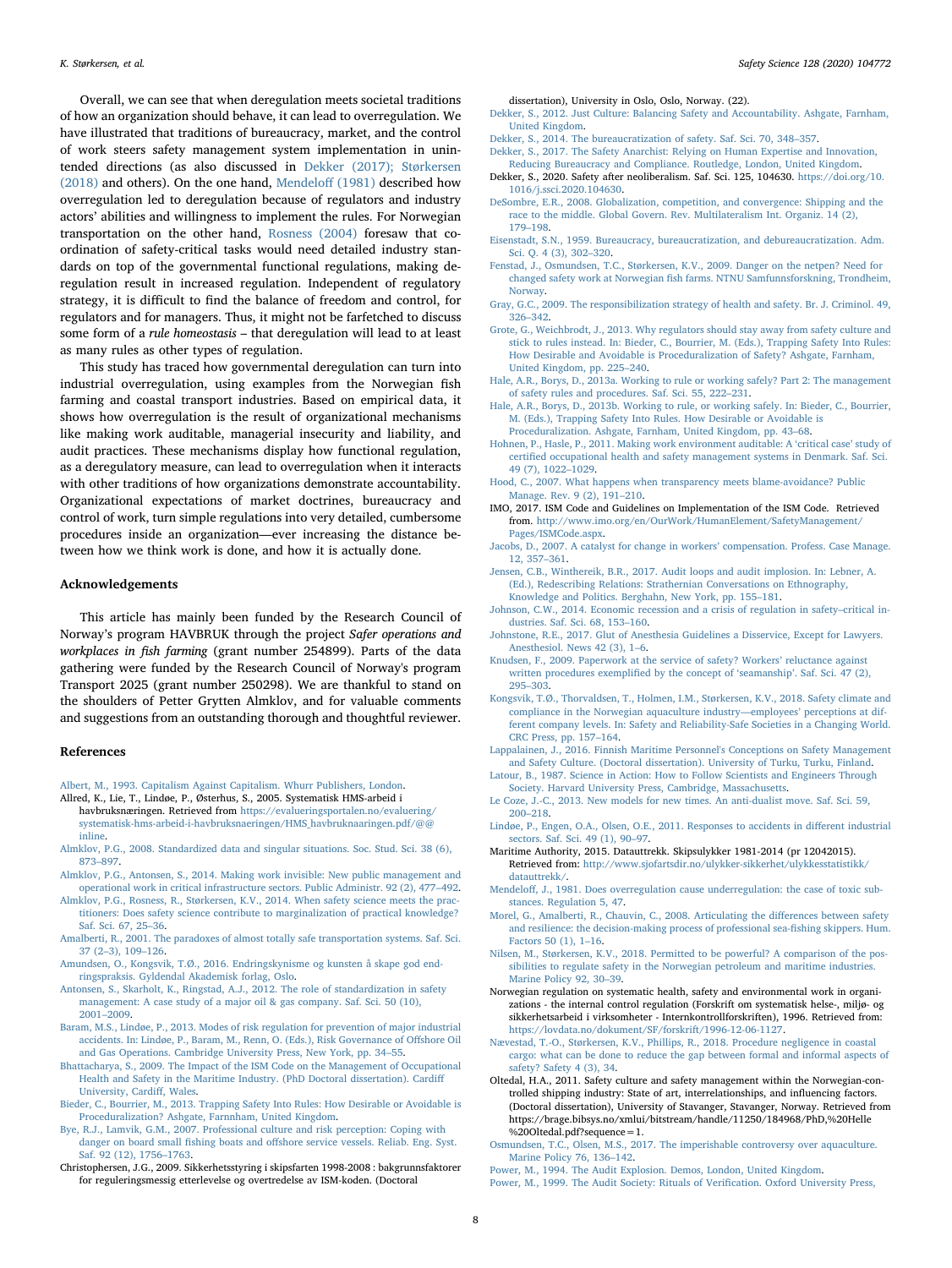Overall, we can see that when deregulation meets societal traditions of how an organization should behave, it can lead to overregulation. We have illustrated that traditions of bureaucracy, market, and the control of work steers safety management system implementation in unintended directions (as also discussed in Dekker (2017); Størkersen (2018) and others). On the one hand, Mendeloff (1981) described how overregulation led to deregulation because of regulators and industry actors' abilities and willingness to implement the rules. For Norwegian transportation on the other hand, Rosness (2004) foresaw that coordination of safety-critical tasks would need detailed industry standards on top of the governmental functional regulations, making deregulation result in increased regulation. Independent of regulatory strategy, it is difficult to find the balance of freedom and control, for regulators and for managers. Thus, it might not be farfetched to discuss some form of a *rule homeostasis* – that deregulation will lead to at least as many rules as other types of regulation.

This study has traced how governmental deregulation can turn into industrial overregulation, using examples from the Norwegian fish farming and coastal transport industries. Based on empirical data, it shows how overregulation is the result of organizational mechanisms like making work auditable, managerial insecurity and liability, and audit practices. These mechanisms display how functional regulation, as a deregulatory measure, can lead to overregulation when it interacts with other traditions of how organizations demonstrate accountability. Organizational expectations of market doctrines, bureaucracy and control of work, turn simple regulations into very detailed, cumbersome procedures inside an organization—ever increasing the distance between how we think work is done, and how it is actually done.

## Acknowledgements

This article has mainly been funded by the Research Council of Norway's program HAVBRUK through the project *Safer operations and workplaces in fish farming* (grant number 254899). Parts of the data gathering were funded by the Research Council of Norway's program Transport 2025 (grant number 250298). We are thankful to stand on the shoulders of Petter Grytten Almklov, and for valuable comments and suggestions from an outstanding thorough and thoughtful reviewer.

## References

Albert, M., 1993. Capitalism Against Capitalism. Whurr Publishers, London.

Allred, K., Lie, T., Lindøe, P., Østerhus, S., 2005. Systematisk HMS-arbeid i havbruksnæringen. Retrieved from https://evalueringsportalen.no/evaluering/systematisk-hms-arbeid-i-havbruksnaeringen/HMS_havbruknaaringen.pdf/@@inline.

Almklov, P.G., 2008. Standardized data and singular situations. Soc. Stud. Sci. 38 (6), 873–897.

Almklov, P.G., Antonsen, S., 2014. Making work invisible: New public management and operational work in critical infrastructure sectors. Public Administr. 92 (2), 477–492.

Almklov, P.G., Rosness, R., Størkersen, K.V., 2014. When safety science meets the practitioners: Does safety science contribute to marginalization of practical knowledge? Saf. Sci. 67, 25–36.

Amalberti, R., 2001. The paradoxes of almost totally safe transportation systems. Saf. Sci. 37 (2–3), 109–126.

Amundsen, O., Kongsvik, T.Ø., 2016. Endringskynisme og kunsten å skape god endringspraksis. Gyldendal Akademisk forlag, Oslo.

Antonsen, S., Skarholt, K., Ringstad, A.J., 2012. The role of standardization in safety management: A case study of a major oil & gas company. Saf. Sci. 50 (10), 2001–2009.

Baram, M.S., Lindøe, P., 2013. Modes of risk regulation for prevention of major industrial accidents. In: Lindøe, P., Baram, M., Renn, O. (Eds.), Risk Governance of Offshore Oil and Gas Operations. Cambridge University Press, New York, pp. 34–55.

Bhattacharya, S., 2009. The Impact of the ISM Code on the Management of Occupational Health and Safety in the Maritime Industry. (PhD Doctoral dissertation). Cardiff University, Cardiff, Wales.

Bieder, C., Bourrier, M., 2013. Trapping Safety Into Rules: How Desirable or Avoidable is Proceduralization? Ashgate, Farnnham, United Kingdom.

Bye, R.J., Lamvik, G.M., 2007. Professional culture and risk perception: Coping with danger on board small fishing boats and offshore service vessels. Reliab. Eng. Syst. Saf. 92 (12), 1756–1763.

Christophersen, J.G., 2009. Sikkerhetsstyring i skipsfarten 1998-2008 : bakgrunnsfaktorer for reguleringsmessig etterlevelse og overtredelse av ISM-koden. (Doctoral dissertation), University in Oslo, Oslo, Norway. (22).

Dekker, S., 2012. Just Culture: Balancing Safety and Accountability. Ashgate, Farnham, United Kingdom.

Dekker, S., 2014. The bureaucratization of safety. Saf. Sci. 70, 348–357.

Dekker, S., 2017. The Safety Anarchist: Relying on Human Expertise and Innovation, Reducing Bureaucracy and Compliance. Routledge, London, United Kingdom.

Dekker, S., 2020. Safety after neoliberalism. Saf. Sci. 125, 104630. https://doi.org/10.1016/j.ssci.2020.104630.

DeSombre, E.R., 2008. Globalization, competition, and convergence: Shipping and the race to the middle. Global Govern. Rev. Multilateralism Int. Organiz. 14 (2), 179–198.

Eisenstadt, S.N., 1959. Bureaucracy, bureaucratization, and debureaucratization. Adm. Sci. Q. 4 (3), 302–320.

Fenstad, J., Osmundsen, T.C., Størkersen, K.V., 2009. Danger on the netpen? Need for changed safety work at Norwegian fish farms. NTNU Samfunnsforskning, Trondheim, Norway.

Gray, G.C., 2009. The responsibilization strategy of health and safety. Br. J. Criminol. 49, 326–342.

Grote, G., Weichbrodt, J., 2013. Why regulators should stay away from safety culture and stick to rules instead. In: Bieder, C., Bourrier, M. (Eds.), Trapping Safety Into Rules: How Desirable and Avoidable is Proceduralization of Safety? Ashgate, Farnham, United Kingdom, pp. 225–240.

Hale, A.R., Borys, D., 2013a. Working to rule or working safely? Part 2: The management of safety rules and procedures. Saf. Sci. 55, 222–231.

Hale, A.R., Borys, D., 2013b. Working to rule, or working safely. In: Bieder, C., Bourrier, M. (Eds.), Trapping Safety Into Rules. How Desirable or Avoidable is Proceduralization. Ashgate, Farnham, United Kingdom, pp. 43–68.

Hohnen, P., Hasle, P., 2011. Making work environment auditable: A 'critical case' study of certified occupational health and safety management systems in Denmark. Saf. Sci. 49 (7), 1022–1029.

Hood, C., 2007. What happens when transparency meets blame-avoidance? Public Manage. Rev. 9 (2), 191–210.

IMO, 2017. ISM Code and Guidelines on Implementation of the ISM Code. Retrieved from. http://www.imo.org/en/OurWork/HumanElement/SafetyManagement/Pages/ISMCode.aspx.

Jacobs, D., 2007. A catalyst for change in workers' compensation. Profess. Case Manage. 12, 357–361.

Jensen, C.B., Winthereik, B.R., 2017. Audit loops and audit implosion. In: Lebner, A. (Ed.), Redescribing Relations: Strathernian Conversations on Ethnography, Knowledge and Politics. Berghahn, New York, pp. 155–181.

Johnson, C.W., 2014. Economic recession and a crisis of regulation in safety–critical industries. Saf. Sci. 68, 153–160.

Johnstone, R.E., 2017. Glut of Anesthesia Guidelines a Disservice, Except for Lawyers. Anesthesiol. News 42 (3), 1–6.

Knudsen, F., 2009. Paperwork at the service of safety? Workers' reluctance against written procedures exemplified by the concept of 'seamanship'. Saf. Sci. 47 (2), 295–303.

Kongsvik, T.Ø., Thorvaldsen, T., Holmen, I.M., Størkersen, K.V., 2018. Safety climate and compliance in the Norwegian aquaculture industry—employees' perceptions at different company levels. In: Safety and Reliability-Safe Societies in a Changing World. CRC Press, pp. 157–164.

Lappalainen, J., 2016. Finnish Maritime Personnel's Conceptions on Safety Management and Safety Culture. (Doctoral dissertation). University of Turku, Turku, Finland.

Latour, B., 1987. Science in Action: How to Follow Scientists and Engineers Through Society. Harvard University Press, Cambridge, Massachusetts.

Le Coze, J.-C., 2013. New models for new times. An anti-dualist move. Saf. Sci. 59, 200–218.

Lindøe, P., Engen, O.A., Olsen, O.E., 2011. Responses to accidents in different industrial sectors. Saf. Sci. 49 (1), 90–97.

Maritime Authority, 2015. Datauttrekk. Skipsulykker 1981-2014 (pr 12042015). Retrieved from: http://www.sjofartsdir.no/ulykker-sikkerhet/ulykkesstatistikk/datauttrekk/.

Mendeloff, J., 1981. Does overregulation cause underregulation: the case of toxic substances. Regulation 5, 47.

Morel, G., Amalberti, R., Chauvin, C., 2008. Articulating the differences between safety and resilience: the decision-making process of professional sea-fishing skippers. Hum. Factors 50 (1), 1–16.

Nilsen, M., Størkersen, K.V., 2018. Permitted to be powerful? A comparison of the possibilities to regulate safety in the Norwegian petroleum and maritime industries. Marine Policy 92, 30–39.

Norwegian regulation on systematic health, safety and environmental work in organizations - the internal control regulation (Forskrift om systematisk helse-, miljø- og sikkerhetsarbeid i virksomheter - Internkontrollforskriften), 1996. Retrieved from: https://lovdata.no/dokument/SF/forskrift/1996-12-06-1127.

Nævestad, T.-O., Størkersen, K.V., Phillips, R., 2018. Procedure negligence in coastal cargo: what can be done to reduce the gap between formal and informal aspects of safety? Safety 4 (3), 34.

Oltedal, H.A., 2011. Safety culture and safety management within the Norwegian-controlled shipping industry: State of art, interrelationships, and influencing factors. (Doctoral dissertation), University of Stavanger, Stavanger, Norway. Retrieved from https://brage.bibsys.no/xmlui/bitstream/handle/11250/184968/PhD,%20Helle%20Oltedal.pdf?sequence=1.

Osmundsen, T.C., Olsen, M.S., 2017. The imperishable controversy over aquaculture. Marine Policy 76, 136–142.

Power, M., 1994. The Audit Explosion. Demos, London, United Kingdom.

Power, M., 1999. The Audit Society: Rituals of Verification. Oxford University Press,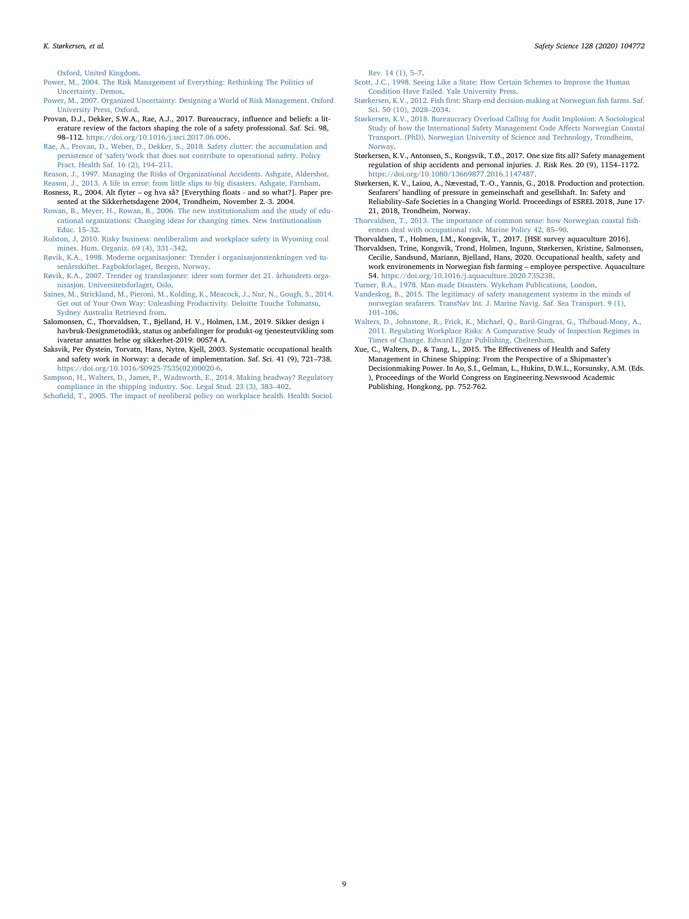Oxford, United Kingdom.

Power, M., 2004. The Risk Management of Everything: Rethinking The Politics of Uncertainty. Demos.

Power, M., 2007. Organized Uncertainty: Designing a World of Risk Management. Oxford University Press, Oxford.

Provan, D.J., Dekker, S.W.A., Rae, A.J., 2017. Bureaucracy, influence and beliefs: a literature review of the factors shaping the role of a safety professional. Saf. Sci. 98, 98–112. https://doi.org/10.1016/j.ssci.2017.06.006.

Rae, A., Provan, D., Weber, D., Dekker, S., 2018. Safety clutter: the accumulation and persistence of 'safety'work that does not contribute to operational safety. Policy Pract. Health Saf. 16 (2), 194–211.

Reason, J., 1997. Managing the Risks of Organizational Accidents. Ashgate, Aldershot.

Reason, J., 2013. A life in error: from little slips to big disasters. Ashgate, Farnham.

Rosness, R., 2004. Alt flyter – og hva så? [Everything floats - and so what?]. Paper presented at the Sikkerhetsdagene 2004, Trondheim, November 2.-3. 2004.

Rowan, B., Meyer, H., Rowan, B., 2006. The new institutionalism and the study of educational organizations: Changing ideas for changing times. New Institutionalism Educ. 15–32.

Rolston, J, 2010. Risky business: neoliberalism and workplace safety in Wyoming coal mines. Hum. Organiz. 69 (4), 331–342.

Røvik, K.A., 1998. Moderne organisasjoner: Trender i organisasjonstenkningen ved tusenårsskiftet. Fagbokforlaget, Bergen, Norway.

Røvik, K.A., 2007. Trender og translasjoner: ideer som former det 21. århundrets organisasjon. Universitetsforlaget, Oslo.

Saines, M., Strickland, M., Pieroni, M., Kolding, K., Meacock, J., Nur, N., Gough, S., 2014. Get out of Your Own Way: Unleashing Productivity. Deloitte Touche Tohmatsu, Sydney Australia Retrieved from.

Salomonsen, C., Thorvaldsen, T., Bjelland, H. V., Holmen, I.M., 2019. Sikker design i havbruk-Designmetodikk, status og anbefalinger for produkt-og tjenesteutvikling som ivaretar ansattes helse og sikkerhet-2019: 00574 A.

Saksvik, Per Øystein, Torvatn, Hans, Nytrø, Kjell, 2003. Systematic occupational health and safety work in Norway: a decade of implementation. Saf. Sci. 41 (9), 721–738. https://doi.org/10.1016/S0925-7535(02)00020-6.

Sampson, H., Walters, D., James, P., Wadsworth, E., 2014. Making headway? Regulatory compliance in the shipping industry. Soc. Legal Stud. 23 (3), 383–402.

Schofield, T., 2005. The impact of neoliberal policy on workplace health. Health Sociol. Rev. 14 (1), 5–7.

Scott, J.C., 1998. Seeing Like a State: How Certain Schemes to Improve the Human Condition Have Failed. Yale University Press.

Størkersen, K.V., 2012. Fish first: Sharp end decision-making at Norwegian fish farms. Saf. Sci. 50 (10), 2028–2034.

Størkersen, K.V., 2018. Bureaucracy Overload Calling for Audit Implosion: A Sociological Study of how the International Safety Management Code Affects Norwegian Coastal Transport. (PhD), Norwegian University of Science and Technology, Trondheim, Norway.

Størkersen, K.V., Antonsen, S., Kongsvik, T.Ø., 2017. One size fits all? Safety management regulation of ship accidents and personal injuries. J. Risk Res. 20 (9), 1154–1172. https://doi.org/10.1080/13669877.2016.1147487.

Størkersen, K. V., Laiou, A., Nævestad, T.-O., Yannis, G., 2018. Production and protection. Seafarers' handling of pressure in gemeinschaft and gesellshaft. In: Safety and Reliability–Safe Societies in a Changing World. Proceedings of ESREL 2018, June 17-21, 2018, Trondheim, Norway.

Thorvaldsen, T., 2013. The importance of common sense: how Norwegian coastal fishermen deal with occupational risk. Marine Policy 42, 85–90.

Thorvaldsen, T., Holmen, I.M., Kongsvik, T., 2017. [HSE survey aquaculture 2016].

Thorvaldsen, Trine, Kongsvik, Trond, Holmen, Ingunn, Størkersen, Kristine, Salmonsen, Cecilie, Sandsund, Mariann, Bjelland, Hans, 2020. Occupational health, safety and work environements in Norwegian fish farming – employee perspective. Aquaculture 54. https://doi.org/10.1016/j.aquaculture.2020.735238.

Turner, B.A., 1978. Man-made Disasters. Wykeham Publications, London.

Vandeskog, B., 2015. The legitimacy of safety management systems in the minds of norwegian seafarers. TransNav Int. J. Marine Navig. Saf. Sea Transport. 9 (1), 101–106.

Walters, D., Johnstone, R., Frick, K., Michael, Q., Baril-Gingras, G., Thébaud-Mony, A., 2011. Regulating Workplace Risks: A Comparative Study of Inspection Regimes in Times of Change. Edward Elgar Publishing, Cheltenham.

Xue, C., Walters, D., & Tang, L., 2015. The Effectiveness of Health and Safety Management in Chinese Shipping: From the Perspective of a Shipmaster's Decisionmaking Power. In Ao, S.I., Gelman, L., Hukins, D.W.L., Korsunsky, A.M. (Eds. ), Proceedings of the World Congress on Engineering.Newswood Academic Publishing, Hongkong, pp. 752-762.